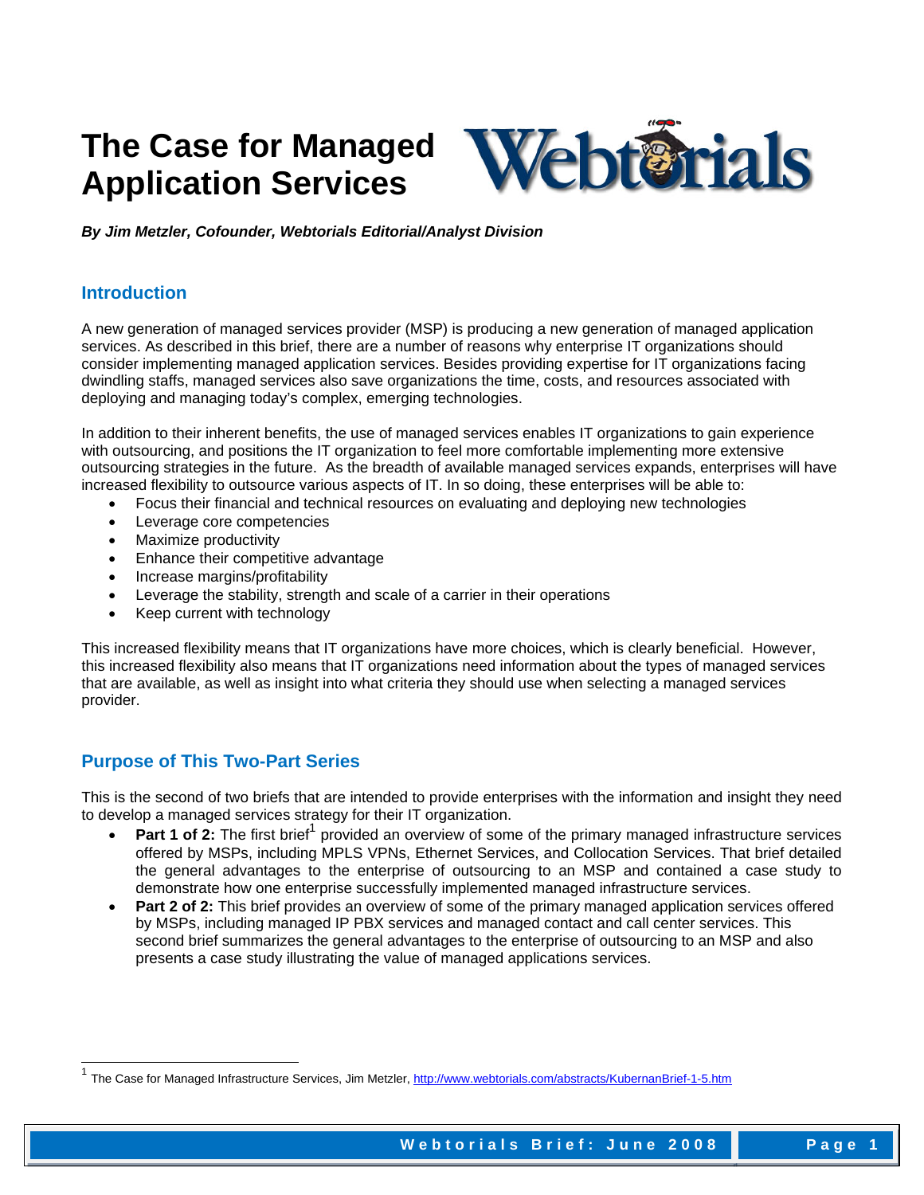# The Case for Managed Application Services

***By Jim Metzler, Cofounder, Webtorials Editorial/Analyst Division***

## Introduction

A new generation of managed services provider (MSP) is producing a new generation of managed application services. As described in this brief, there are a number of reasons why enterprise IT organizations should consider implementing managed application services. Besides providing expertise for IT organizations facing dwindling staffs, managed services also save organizations the time, costs, and resources associated with deploying and managing today's complex, emerging technologies.

In addition to their inherent benefits, the use of managed services enables IT organizations to gain experience with outsourcing, and positions the IT organization to feel more comfortable implementing more extensive outsourcing strategies in the future. As the breadth of available managed services expands, enterprises will have increased flexibility to outsource various aspects of IT. In so doing, these enterprises will be able to:

- Focus their financial and technical resources on evaluating and deploying new technologies
- Leverage core competencies
- Maximize productivity
- Enhance their competitive advantage
- Increase margins/profitability
- Leverage the stability, strength and scale of a carrier in their operations
- Keep current with technology

This increased flexibility means that IT organizations have more choices, which is clearly beneficial. However, this increased flexibility also means that IT organizations need information about the types of managed services that are available, as well as insight into what criteria they should use when selecting a managed services provider.

## Purpose of This Two-Part Series

This is the second of two briefs that are intended to provide enterprises with the information and insight they need to develop a managed services strategy for their IT organization.

- **Part 1 of 2:** The first brief[1] provided an overview of some of the primary managed infrastructure services offered by MSPs, including MPLS VPNs, Ethernet Services, and Collocation Services. That brief detailed the general advantages to the enterprise of outsourcing to an MSP and contained a case study to demonstrate how one enterprise successfully implemented managed infrastructure services.
- **Part 2 of 2:** This brief provides an overview of some of the primary managed application services offered by MSPs, including managed IP PBX services and managed contact and call center services. This second brief summarizes the general advantages to the enterprise of outsourcing to an MSP and also presents a case study illustrating the value of managed applications services.

[1] The Case for Managed Infrastructure Services, Jim Metzler, http://www.webtorials.com/abstracts/KubernanBrief-1-5.htm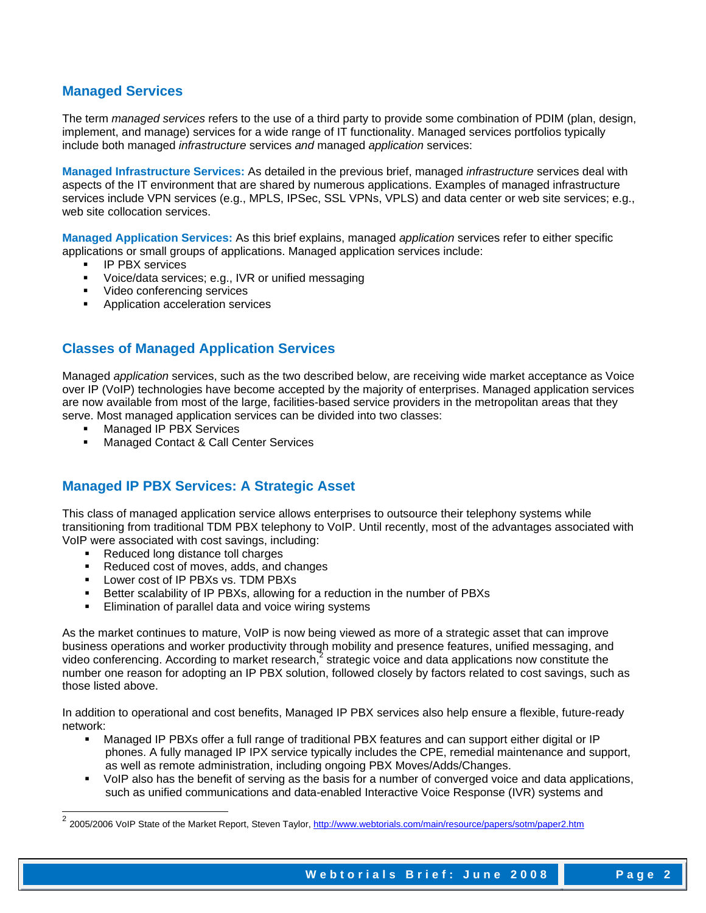## Managed Services

The term *managed services* refers to the use of a third party to provide some combination of PDIM (plan, design, implement, and manage) services for a wide range of IT functionality. Managed services portfolios typically include both managed *infrastructure* services *and* managed *application* services:

**Managed Infrastructure Services:** As detailed in the previous brief, managed *infrastructure* services deal with aspects of the IT environment that are shared by numerous applications. Examples of managed infrastructure services include VPN services (e.g., MPLS, IPSec, SSL VPNs, VPLS) and data center or web site services; e.g., web site collocation services.

**Managed Application Services:** As this brief explains, managed *application* services refer to either specific applications or small groups of applications. Managed application services include:

- IP PBX services
- Voice/data services; e.g., IVR or unified messaging
- Video conferencing services
- Application acceleration services

## Classes of Managed Application Services

Managed *application* services, such as the two described below, are receiving wide market acceptance as Voice over IP (VoIP) technologies have become accepted by the majority of enterprises. Managed application services are now available from most of the large, facilities-based service providers in the metropolitan areas that they serve. Most managed application services can be divided into two classes:

- Managed IP PBX Services
- Managed Contact & Call Center Services

## Managed IP PBX Services: A Strategic Asset

This class of managed application service allows enterprises to outsource their telephony systems while transitioning from traditional TDM PBX telephony to VoIP. Until recently, most of the advantages associated with VoIP were associated with cost savings, including:

- Reduced long distance toll charges
- Reduced cost of moves, adds, and changes
- Lower cost of IP PBXs vs. TDM PBXs
- Better scalability of IP PBXs, allowing for a reduction in the number of PBXs
- Elimination of parallel data and voice wiring systems

As the market continues to mature, VoIP is now being viewed as more of a strategic asset that can improve business operations and worker productivity through mobility and presence features, unified messaging, and video conferencing. According to market research,[2] strategic voice and data applications now constitute the number one reason for adopting an IP PBX solution, followed closely by factors related to cost savings, such as those listed above.

In addition to operational and cost benefits, Managed IP PBX services also help ensure a flexible, future-ready network:

- Managed IP PBXs offer a full range of traditional PBX features and can support either digital or IP phones. A fully managed IP IPX service typically includes the CPE, remedial maintenance and support, as well as remote administration, including ongoing PBX Moves/Adds/Changes.
- VoIP also has the benefit of serving as the basis for a number of converged voice and data applications, such as unified communications and data-enabled Interactive Voice Response (IVR) systems and

[2] 2005/2006 VoIP State of the Market Report, Steven Taylor, http://www.webtorials.com/main/resource/papers/sotm/paper2.htm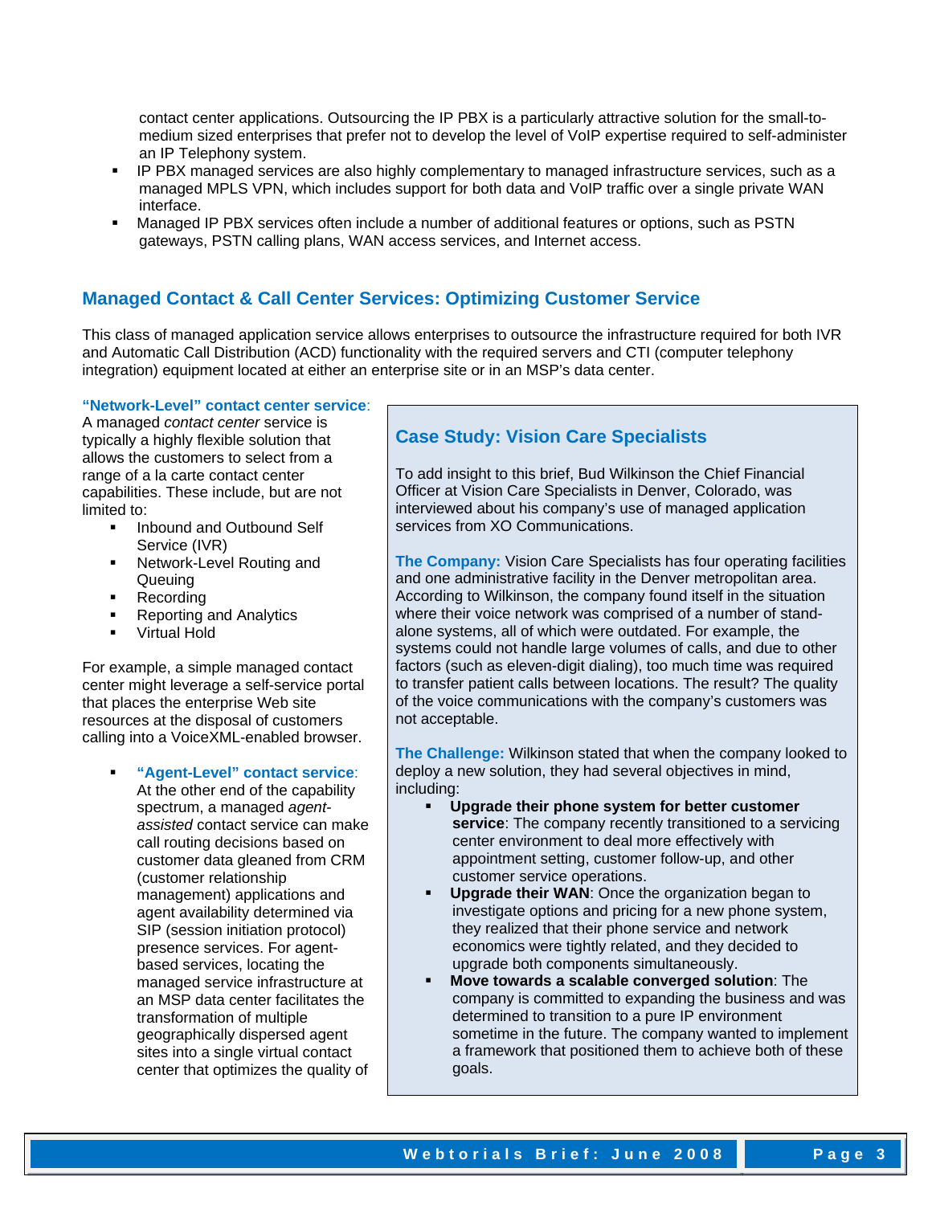contact center applications. Outsourcing the IP PBX is a particularly attractive solution for the small-to-medium sized enterprises that prefer not to develop the level of VoIP expertise required to self-administer an IP Telephony system.

- IP PBX managed services are also highly complementary to managed infrastructure services, such as a managed MPLS VPN, which includes support for both data and VoIP traffic over a single private WAN interface.
- Managed IP PBX services often include a number of additional features or options, such as PSTN gateways, PSTN calling plans, WAN access services, and Internet access.

## Managed Contact & Call Center Services: Optimizing Customer Service

This class of managed application service allows enterprises to outsource the infrastructure required for both IVR and Automatic Call Distribution (ACD) functionality with the required servers and CTI (computer telephony integration) equipment located at either an enterprise site or in an MSP's data center.

**"Network-Level" contact center service**: A managed *contact center* service is typically a highly flexible solution that allows the customers to select from a range of a la carte contact center capabilities. These include, but are not limited to:

- Inbound and Outbound Self Service (IVR)
- Network-Level Routing and Queuing
- Recording
- Reporting and Analytics
- Virtual Hold

For example, a simple managed contact center might leverage a self-service portal that places the enterprise Web site resources at the disposal of customers calling into a VoiceXML-enabled browser.

- **"Agent-Level" contact service**: At the other end of the capability spectrum, a managed *agent-assisted* contact service can make call routing decisions based on customer data gleaned from CRM (customer relationship management) applications and agent availability determined via SIP (session initiation protocol) presence services. For agent-based services, locating the managed service infrastructure at an MSP data center facilitates the transformation of multiple geographically dispersed agent sites into a single virtual contact center that optimizes the quality of

### Case Study: Vision Care Specialists

To add insight to this brief, Bud Wilkinson the Chief Financial Officer at Vision Care Specialists in Denver, Colorado, was interviewed about his company's use of managed application services from XO Communications.

**The Company:** Vision Care Specialists has four operating facilities and one administrative facility in the Denver metropolitan area. According to Wilkinson, the company found itself in the situation where their voice network was comprised of a number of stand-alone systems, all of which were outdated. For example, the systems could not handle large volumes of calls, and due to other factors (such as eleven-digit dialing), too much time was required to transfer patient calls between locations. The result? The quality of the voice communications with the company's customers was not acceptable.

**The Challenge:** Wilkinson stated that when the company looked to deploy a new solution, they had several objectives in mind, including:

- **Upgrade their phone system for better customer service**: The company recently transitioned to a servicing center environment to deal more effectively with appointment setting, customer follow-up, and other customer service operations.
- **Upgrade their WAN**: Once the organization began to investigate options and pricing for a new phone system, they realized that their phone service and network economics were tightly related, and they decided to upgrade both components simultaneously.
- **Move towards a scalable converged solution**: The company is committed to expanding the business and was determined to transition to a pure IP environment sometime in the future. The company wanted to implement a framework that positioned them to achieve both of these goals.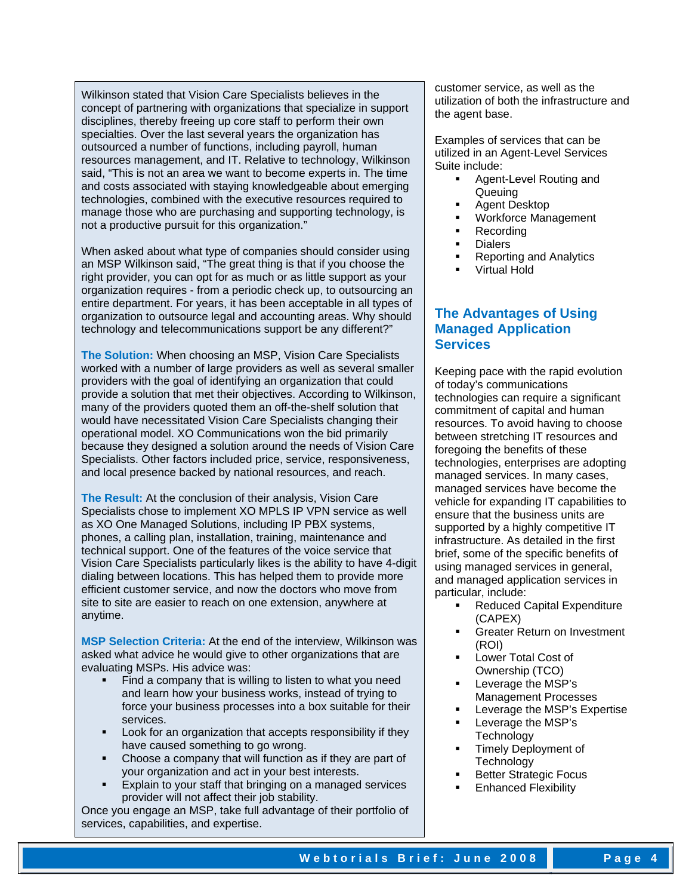Wilkinson stated that Vision Care Specialists believes in the concept of partnering with organizations that specialize in support disciplines, thereby freeing up core staff to perform their own specialties. Over the last several years the organization has outsourced a number of functions, including payroll, human resources management, and IT. Relative to technology, Wilkinson said, "This is not an area we want to become experts in. The time and costs associated with staying knowledgeable about emerging technologies, combined with the executive resources required to manage those who are purchasing and supporting technology, is not a productive pursuit for this organization."

When asked about what type of companies should consider using an MSP Wilkinson said, "The great thing is that if you choose the right provider, you can opt for as much or as little support as your organization requires - from a periodic check up, to outsourcing an entire department. For years, it has been acceptable in all types of organization to outsource legal and accounting areas. Why should technology and telecommunications support be any different?"

**The Solution:** When choosing an MSP, Vision Care Specialists worked with a number of large providers as well as several smaller providers with the goal of identifying an organization that could provide a solution that met their objectives. According to Wilkinson, many of the providers quoted them an off-the-shelf solution that would have necessitated Vision Care Specialists changing their operational model. XO Communications won the bid primarily because they designed a solution around the needs of Vision Care Specialists. Other factors included price, service, responsiveness, and local presence backed by national resources, and reach.

**The Result:** At the conclusion of their analysis, Vision Care Specialists chose to implement XO MPLS IP VPN service as well as XO One Managed Solutions, including IP PBX systems, phones, a calling plan, installation, training, maintenance and technical support. One of the features of the voice service that Vision Care Specialists particularly likes is the ability to have 4-digit dialing between locations. This has helped them to provide more efficient customer service, and now the doctors who move from site to site are easier to reach on one extension, anywhere at anytime.

**MSP Selection Criteria:** At the end of the interview, Wilkinson was asked what advice he would give to other organizations that are evaluating MSPs. His advice was:

- Find a company that is willing to listen to what you need and learn how your business works, instead of trying to force your business processes into a box suitable for their services.
- Look for an organization that accepts responsibility if they have caused something to go wrong.
- Choose a company that will function as if they are part of your organization and act in your best interests.
- Explain to your staff that bringing on a managed services provider will not affect their job stability.

Once you engage an MSP, take full advantage of their portfolio of services, capabilities, and expertise.

customer service, as well as the utilization of both the infrastructure and the agent base.

Examples of services that can be utilized in an Agent-Level Services Suite include:

- Agent-Level Routing and Queuing
- Agent Desktop
- Workforce Management
- Recording
- Dialers
- Reporting and Analytics
- Virtual Hold

## The Advantages of Using Managed Application Services

Keeping pace with the rapid evolution of today's communications technologies can require a significant commitment of capital and human resources. To avoid having to choose between stretching IT resources and foregoing the benefits of these technologies, enterprises are adopting managed services. In many cases, managed services have become the vehicle for expanding IT capabilities to ensure that the business units are supported by a highly competitive IT infrastructure. As detailed in the first brief, some of the specific benefits of using managed services in general, and managed application services in particular, include:

- Reduced Capital Expenditure (CAPEX)
- Greater Return on Investment (ROI)
- Lower Total Cost of Ownership (TCO)
- Leverage the MSP's Management Processes
- Leverage the MSP's Expertise
- Leverage the MSP's Technology
- Timely Deployment of Technology
- Better Strategic Focus
- Enhanced Flexibility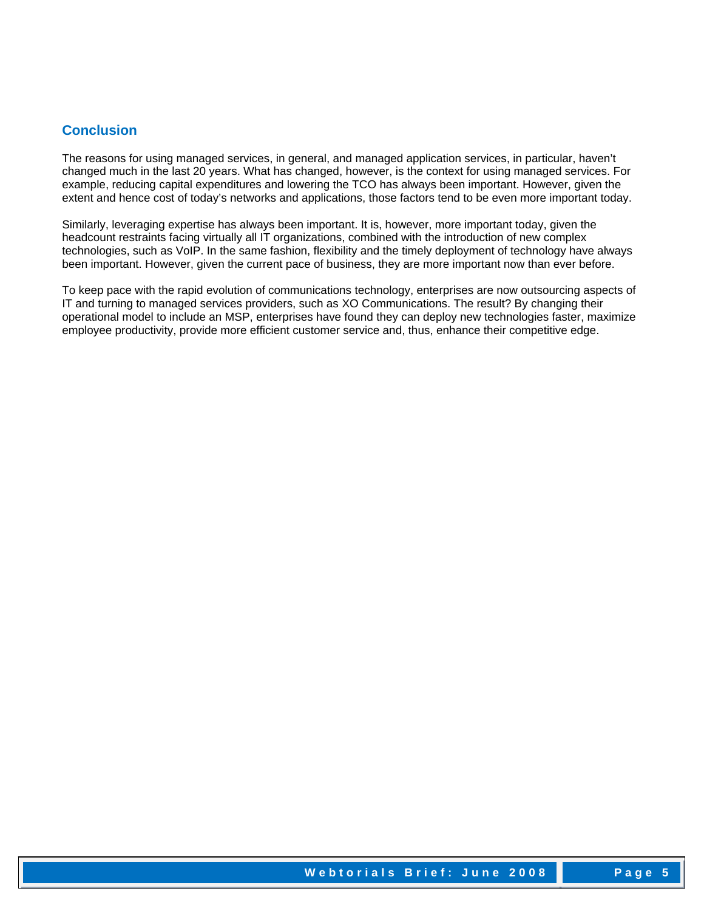## Conclusion

The reasons for using managed services, in general, and managed application services, in particular, haven't changed much in the last 20 years. What has changed, however, is the context for using managed services. For example, reducing capital expenditures and lowering the TCO has always been important. However, given the extent and hence cost of today's networks and applications, those factors tend to be even more important today.

Similarly, leveraging expertise has always been important. It is, however, more important today, given the headcount restraints facing virtually all IT organizations, combined with the introduction of new complex technologies, such as VoIP. In the same fashion, flexibility and the timely deployment of technology have always been important. However, given the current pace of business, they are more important now than ever before.

To keep pace with the rapid evolution of communications technology, enterprises are now outsourcing aspects of IT and turning to managed services providers, such as XO Communications. The result? By changing their operational model to include an MSP, enterprises have found they can deploy new technologies faster, maximize employee productivity, provide more efficient customer service and, thus, enhance their competitive edge.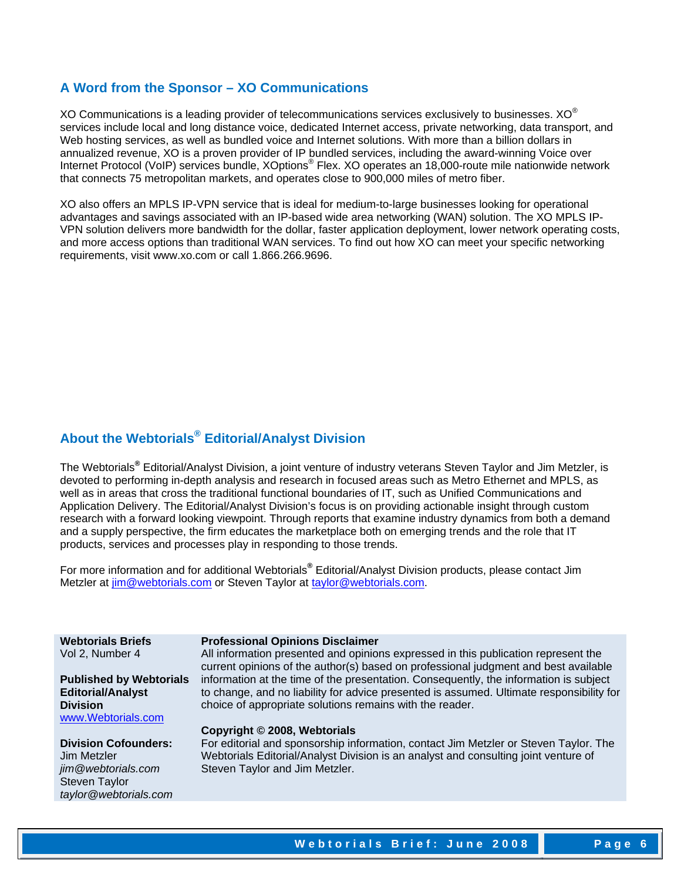## A Word from the Sponsor – XO Communications

XO Communications is a leading provider of telecommunications services exclusively to businesses. XO® services include local and long distance voice, dedicated Internet access, private networking, data transport, and Web hosting services, as well as bundled voice and Internet solutions. With more than a billion dollars in annualized revenue, XO is a proven provider of IP bundled services, including the award-winning Voice over Internet Protocol (VoIP) services bundle, XOptions® Flex. XO operates an 18,000-route mile nationwide network that connects 75 metropolitan markets, and operates close to 900,000 miles of metro fiber.

XO also offers an MPLS IP-VPN service that is ideal for medium-to-large businesses looking for operational advantages and savings associated with an IP-based wide area networking (WAN) solution. The XO MPLS IP-VPN solution delivers more bandwidth for the dollar, faster application deployment, lower network operating costs, and more access options than traditional WAN services. To find out how XO can meet your specific networking requirements, visit www.xo.com or call 1.866.266.9696.

## About the Webtorials® Editorial/Analyst Division

The Webtorials® Editorial/Analyst Division, a joint venture of industry veterans Steven Taylor and Jim Metzler, is devoted to performing in-depth analysis and research in focused areas such as Metro Ethernet and MPLS, as well as in areas that cross the traditional functional boundaries of IT, such as Unified Communications and Application Delivery. The Editorial/Analyst Division's focus is on providing actionable insight through custom research with a forward looking viewpoint. Through reports that examine industry dynamics from both a demand and a supply perspective, the firm educates the marketplace both on emerging trends and the role that IT products, services and processes play in responding to those trends.

For more information and for additional Webtorials® Editorial/Analyst Division products, please contact Jim Metzler at jim@webtorials.com or Steven Taylor at taylor@webtorials.com.

| | |
|---|---|
| **Webtorials Briefs**<br>Vol 2, Number 4<br><br>**Published by Webtorials Editorial/Analyst Division**<br>www.Webtorials.com<br><br>**Division Cofounders:**<br>Jim Metzler<br>*jim@webtorials.com*<br>Steven Taylor<br>*taylor@webtorials.com* | **Professional Opinions Disclaimer**<br>All information presented and opinions expressed in this publication represent the current opinions of the author(s) based on professional judgment and best available information at the time of the presentation. Consequently, the information is subject to change, and no liability for advice presented is assumed. Ultimate responsibility for choice of appropriate solutions remains with the reader.<br><br>**Copyright © 2008, Webtorials**<br>For editorial and sponsorship information, contact Jim Metzler or Steven Taylor. The Webtorials Editorial/Analyst Division is an analyst and consulting joint venture of Steven Taylor and Jim Metzler. |